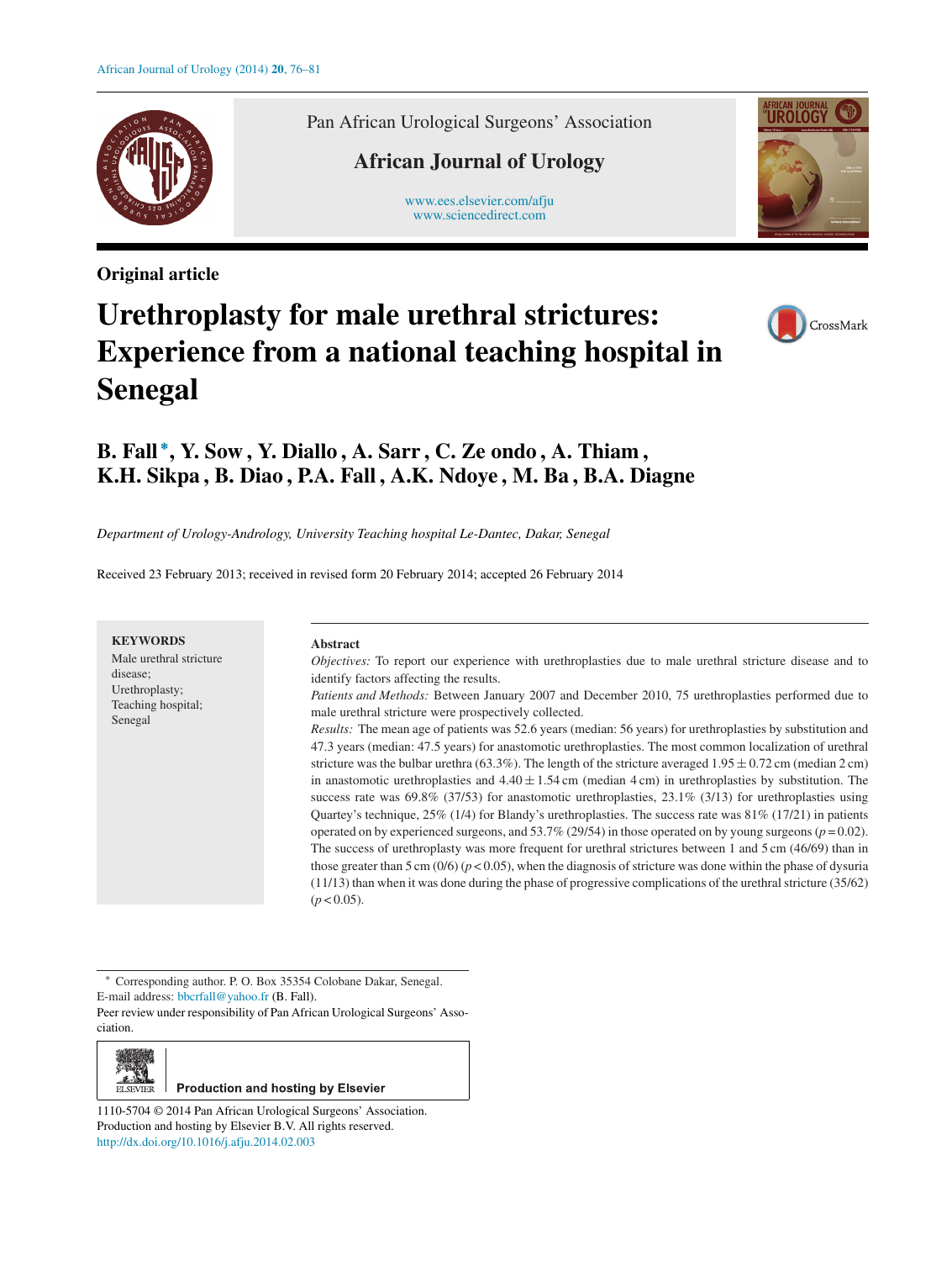Pan African Urological Surgeons' Association

**African Journal of Urology**

www.ees.elsevier.com/afju
www.sciencedirect.com

**Original article**

# Urethroplasty for male urethral strictures: Experience from a national teaching hospital in Senegal

**B. Fall\*, Y. Sow, Y. Diallo, A. Sarr, C. Ze ondo, A. Thiam, K.H. Sikpa, B. Diao, P.A. Fall, A.K. Ndoye, M. Ba, B.A. Diagne**

*Department of Urology-Andrology, University Teaching hospital Le-Dantec, Dakar, Senegal*

Received 23 February 2013; received in revised form 20 February 2014; accepted 26 February 2014

**KEYWORDS**
Male urethral stricture disease;
Urethroplasty;
Teaching hospital;
Senegal

**Abstract**

*Objectives:* To report our experience with urethroplasties due to male urethral stricture disease and to identify factors affecting the results.

*Patients and Methods:* Between January 2007 and December 2010, 75 urethroplasties performed due to male urethral stricture were prospectively collected.

*Results:* The mean age of patients was 52.6 years (median: 56 years) for urethroplasties by substitution and 47.3 years (median: 47.5 years) for anastomotic urethroplasties. The most common localization of urethral stricture was the bulbar urethra (63.3%). The length of the stricture averaged $1.95 \pm 0.72$ cm (median 2 cm) in anastomotic urethroplasties and $4.40 \pm 1.54$ cm (median 4 cm) in urethroplasties by substitution. The success rate was 69.8% (37/53) for anastomotic urethroplasties, 23.1% (3/13) for urethroplasties using Quartey's technique, 25% (1/4) for Blandy's urethroplasties. The success rate was 81% (17/21) in patients operated on by experienced surgeons, and 53.7% (29/54) in those operated on by young surgeons ($p = 0.02$). The success of urethroplasty was more frequent for urethral strictures between 1 and 5 cm (46/69) than in those greater than 5 cm (0/6) ($p < 0.05$), when the diagnosis of stricture was done within the phase of dysuria (11/13) than when it was done during the phase of progressive complications of the urethral stricture (35/62) ($p < 0.05$).

\* Corresponding author. P. O. Box 35354 Colobane Dakar, Senegal.
E-mail address: bbcrfall@yahoo.fr (B. Fall).
Peer review under responsibility of Pan African Urological Surgeons' Association.

Production and hosting by Elsevier

1110-5704 © 2014 Pan African Urological Surgeons' Association. Production and hosting by Elsevier B.V. All rights reserved.
http://dx.doi.org/10.1016/j.afju.2014.02.003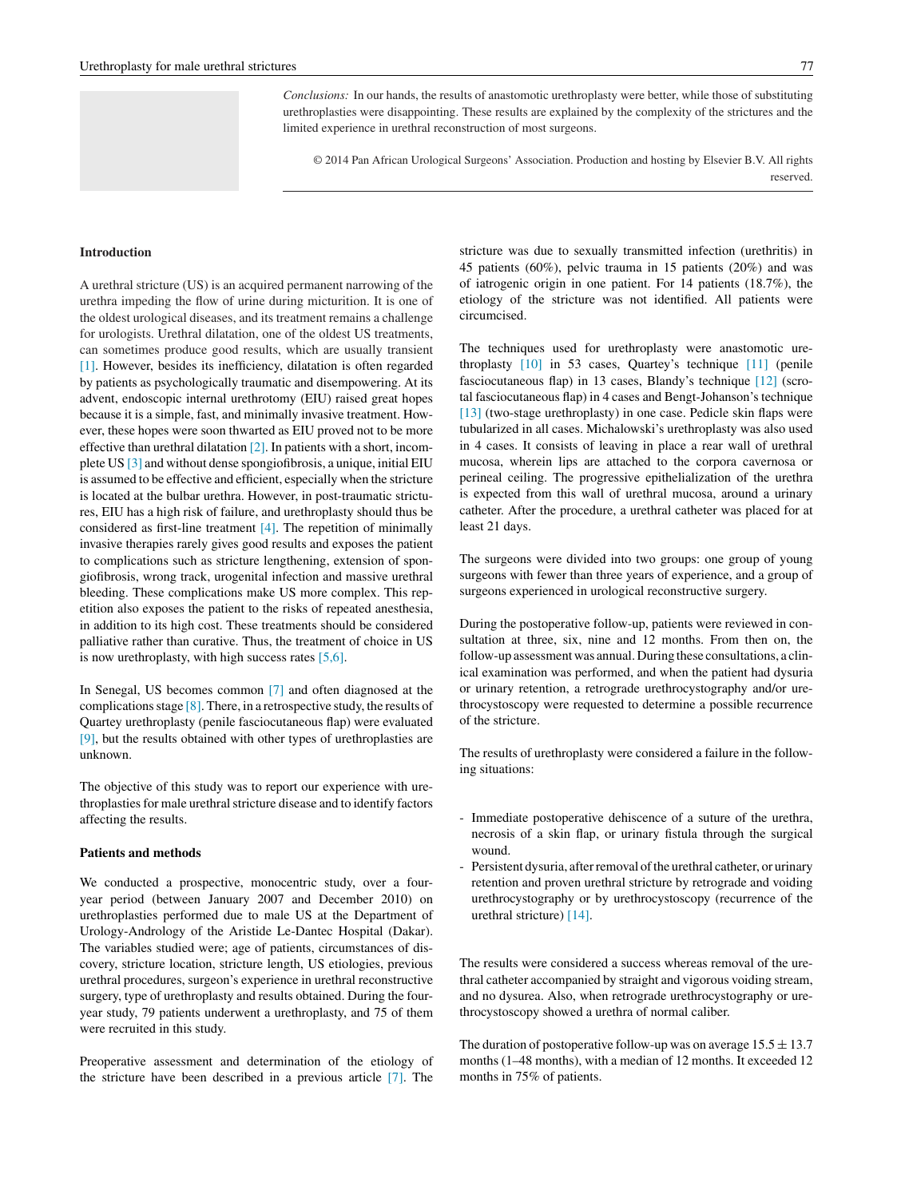*Conclusions:* In our hands, the results of anastomotic urethroplasty were better, while those of substituting urethroplasties were disappointing. These results are explained by the complexity of the strictures and the limited experience in urethral reconstruction of most surgeons.

© 2014 Pan African Urological Surgeons' Association. Production and hosting by Elsevier B.V. All rights reserved.

## Introduction

A urethral stricture (US) is an acquired permanent narrowing of the urethra impeding the flow of urine during micturition. It is one of the oldest urological diseases, and its treatment remains a challenge for urologists. Urethral dilatation, one of the oldest US treatments, can sometimes produce good results, which are usually transient [1]. However, besides its inefficiency, dilatation is often regarded by patients as psychologically traumatic and disempowering. At its advent, endoscopic internal urethrotomy (EIU) raised great hopes because it is a simple, fast, and minimally invasive treatment. However, these hopes were soon thwarted as EIU proved not to be more effective than urethral dilatation [2]. In patients with a short, incomplete US [3] and without dense spongiofibrosis, a unique, initial EIU is assumed to be effective and efficient, especially when the stricture is located at the bulbar urethra. However, in post-traumatic strictures, EIU has a high risk of failure, and urethroplasty should thus be considered as first-line treatment [4]. The repetition of minimally invasive therapies rarely gives good results and exposes the patient to complications such as stricture lengthening, extension of spongiofibrosis, wrong track, urogenital infection and massive urethral bleeding. These complications make US more complex. This repetition also exposes the patient to the risks of repeated anesthesia, in addition to its high cost. These treatments should be considered palliative rather than curative. Thus, the treatment of choice in US is now urethroplasty, with high success rates [5,6].

In Senegal, US becomes common [7] and often diagnosed at the complications stage [8]. There, in a retrospective study, the results of Quartey urethroplasty (penile fasciocutaneous flap) were evaluated [9], but the results obtained with other types of urethroplasties are unknown.

The objective of this study was to report our experience with urethroplasties for male urethral stricture disease and to identify factors affecting the results.

## Patients and methods

We conducted a prospective, monocentric study, over a four-year period (between January 2007 and December 2010) on urethroplasties performed due to male US at the Department of Urology-Andrology of the Aristide Le-Dantec Hospital (Dakar). The variables studied were; age of patients, circumstances of discovery, stricture location, stricture length, US etiologies, previous urethral procedures, surgeon's experience in urethral reconstructive surgery, type of urethroplasty and results obtained. During the four-year study, 79 patients underwent a urethroplasty, and 75 of them were recruited in this study.

Preoperative assessment and determination of the etiology of the stricture have been described in a previous article [7]. The stricture was due to sexually transmitted infection (urethritis) in 45 patients (60%), pelvic trauma in 15 patients (20%) and was of iatrogenic origin in one patient. For 14 patients (18.7%), the etiology of the stricture was not identified. All patients were circumcised.

The techniques used for urethroplasty were anastomotic urethroplasty [10] in 53 cases, Quartey's technique [11] (penile fasciocutaneous flap) in 13 cases, Blandy's technique [12] (scrotal fasciocutaneous flap) in 4 cases and Bengt-Johanson's technique [13] (two-stage urethroplasty) in one case. Pedicle skin flaps were tubularized in all cases. Michalowski's urethroplasty was also used in 4 cases. It consists of leaving in place a rear wall of urethral mucosa, wherein lips are attached to the corpora cavernosa or perineal ceiling. The progressive epithelialization of the urethra is expected from this wall of urethral mucosa, around a urinary catheter. After the procedure, a urethral catheter was placed for at least 21 days.

The surgeons were divided into two groups: one group of young surgeons with fewer than three years of experience, and a group of surgeons experienced in urological reconstructive surgery.

During the postoperative follow-up, patients were reviewed in consultation at three, six, nine and 12 months. From then on, the follow-up assessment was annual. During these consultations, a clinical examination was performed, and when the patient had dysuria or urinary retention, a retrograde urethrocystography and/or urethrocystoscopy were requested to determine a possible recurrence of the stricture.

The results of urethroplasty were considered a failure in the following situations:

- Immediate postoperative dehiscence of a suture of the urethra, necrosis of a skin flap, or urinary fistula through the surgical wound.
- Persistent dysuria, after removal of the urethral catheter, or urinary retention and proven urethral stricture by retrograde and voiding urethrocystography or by urethrocystoscopy (recurrence of the urethral stricture) [14].

The results were considered a success whereas removal of the urethral catheter accompanied by straight and vigorous voiding stream, and no dysurea. Also, when retrograde urethrocystography or urethrocystoscopy showed a urethra of normal caliber.

The duration of postoperative follow-up was on average $15.5 \pm 13.7$ months (1–48 months), with a median of 12 months. It exceeded 12 months in 75% of patients.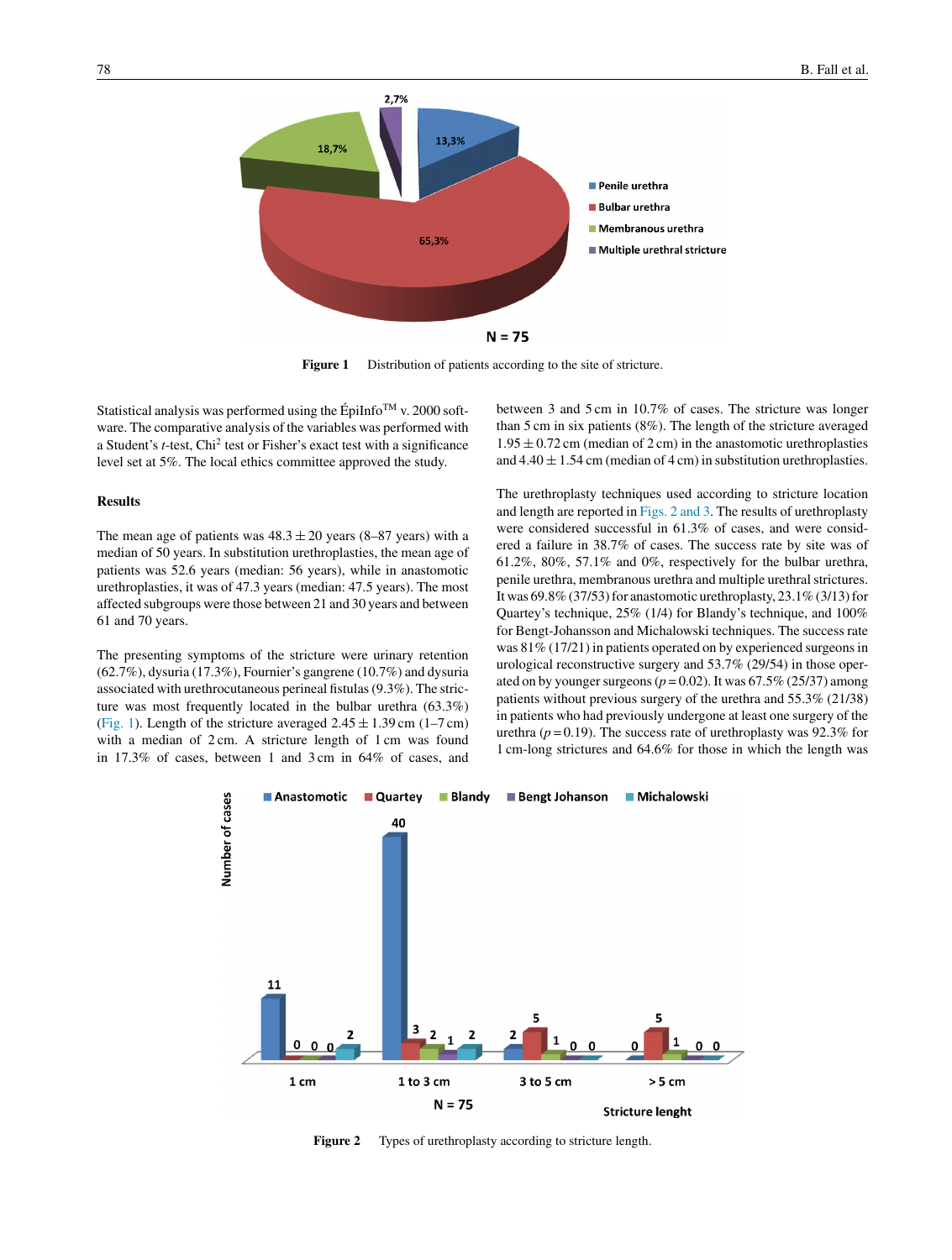Figure 1 Distribution of patients according to the site of stricture.

Statistical analysis was performed using the ÉpiInfo™ v. 2000 software. The comparative analysis of the variables was performed with a Student's *t*-test, Chi$^2$ test or Fisher's exact test with a significance level set at 5%. The local ethics committee approved the study.

## Results

The mean age of patients was 48.3 ± 20 years (8–87 years) with a median of 50 years. In substitution urethroplasties, the mean age of patients was 52.6 years (median: 56 years), while in anastomotic urethroplasties, it was of 47.3 years (median: 47.5 years). The most affected subgroups were those between 21 and 30 years and between 61 and 70 years.

The presenting symptoms of the stricture were urinary retention (62.7%), dysuria (17.3%), Fournier's gangrene (10.7%) and dysuria associated with urethrocutaneous perineal fistulas (9.3%). The stricture was most frequently located in the bulbar urethra (63.3%) (Fig. 1). Length of the stricture averaged 2.45 ± 1.39 cm (1–7 cm) with a median of 2 cm. A stricture length of 1 cm was found in 17.3% of cases, between 1 and 3 cm in 64% of cases, and between 3 and 5 cm in 10.7% of cases. The stricture was longer than 5 cm in six patients (8%). The length of the stricture averaged 1.95 ± 0.72 cm (median of 2 cm) in the anastomotic urethroplasties and 4.40 ± 1.54 cm (median of 4 cm) in substitution urethroplasties.

The urethroplasty techniques used according to stricture location and length are reported in Figs. 2 and 3. The results of urethroplasty were considered successful in 61.3% of cases, and were considered a failure in 38.7% of cases. The success rate by site was of 61.2%, 80%, 57.1% and 0%, respectively for the bulbar urethra, penile urethra, membranous urethra and multiple urethral strictures. It was 69.8% (37/53) for anastomotic urethroplasty, 23.1% (3/13) for Quartey's technique, 25% (1/4) for Blandy's technique, and 100% for Bengt-Johansson and Michalowski techniques. The success rate was 81% (17/21) in patients operated on by experienced surgeons in urological reconstructive surgery and 53.7% (29/54) in those operated on by younger surgeons ($p = 0.02$). It was 67.5% (25/37) among patients without previous surgery of the urethra and 55.3% (21/38) in patients who had previously undergone at least one surgery of the urethra ($p = 0.19$). The success rate of urethroplasty was 92.3% for 1 cm-long strictures and 64.6% for those in which the length was

Figure 2 Types of urethroplasty according to stricture length.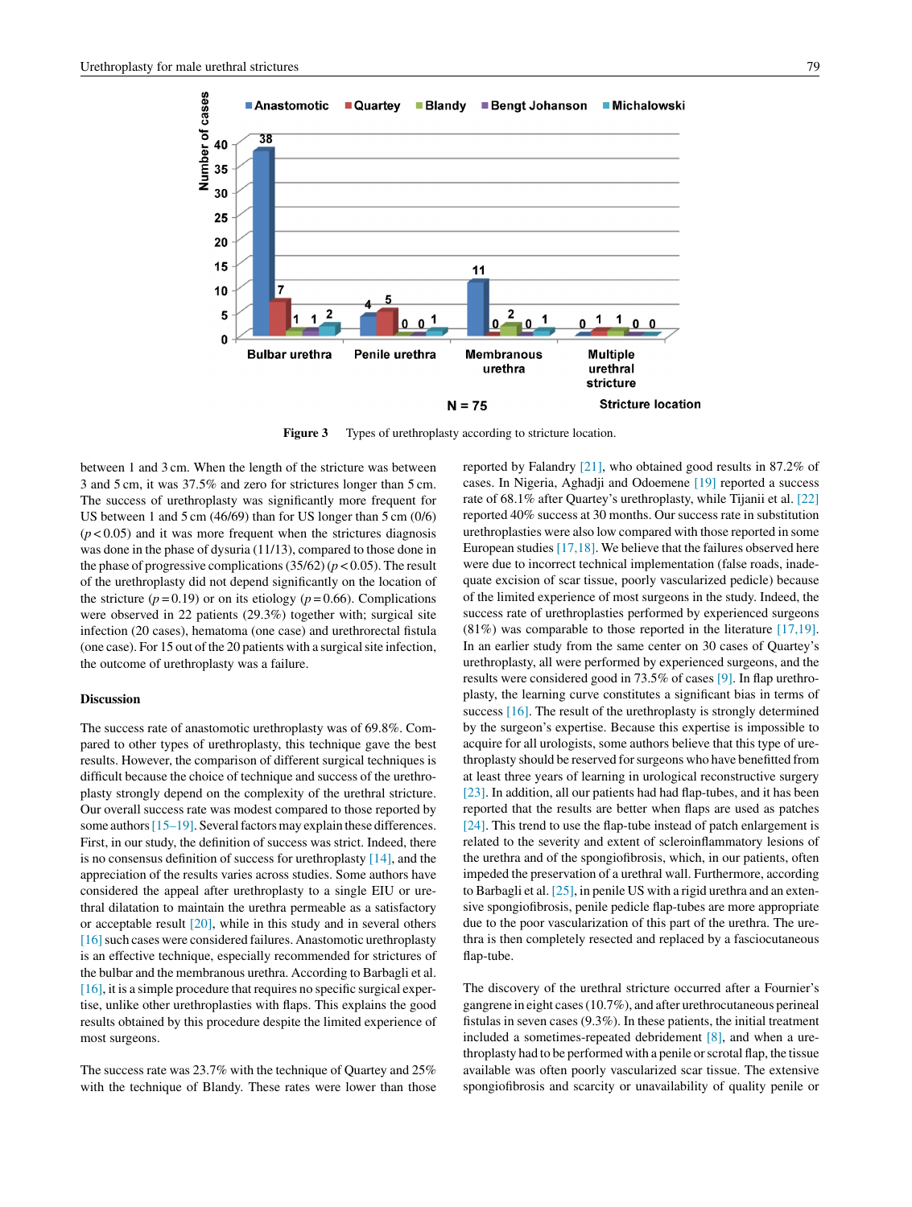**Figure 3** Types of urethroplasty according to stricture location.

between 1 and 3 cm. When the length of the stricture was between 3 and 5 cm, it was 37.5% and zero for strictures longer than 5 cm. The success of urethroplasty was significantly more frequent for US between 1 and 5 cm (46/69) than for US longer than 5 cm (0/6) ($p < 0.05$) and it was more frequent when the strictures diagnosis was done in the phase of dysuria (11/13), compared to those done in the phase of progressive complications (35/62) ($p < 0.05$). The result of the urethroplasty did not depend significantly on the location of the stricture ($p = 0.19$) or on its etiology ($p = 0.66$). Complications were observed in 22 patients (29.3%) together with; surgical site infection (20 cases), hematoma (one case) and urethrorectal fistula (one case). For 15 out of the 20 patients with a surgical site infection, the outcome of urethroplasty was a failure.

## Discussion

The success rate of anastomotic urethroplasty was of 69.8%. Compared to other types of urethroplasty, this technique gave the best results. However, the comparison of different surgical techniques is difficult because the choice of technique and success of the urethroplasty strongly depend on the complexity of the urethral stricture. Our overall success rate was modest compared to those reported by some authors [15–19]. Several factors may explain these differences. First, in our study, the definition of success was strict. Indeed, there is no consensus definition of success for urethroplasty [14], and the appreciation of the results varies across studies. Some authors have considered the appeal after urethroplasty to a single EIU or urethral dilatation to maintain the urethra permeable as a satisfactory or acceptable result [20], while in this study and in several others [16] such cases were considered failures. Anastomotic urethroplasty is an effective technique, especially recommended for strictures of the bulbar and the membranous urethra. According to Barbagli et al. [16], it is a simple procedure that requires no specific surgical expertise, unlike other urethroplasties with flaps. This explains the good results obtained by this procedure despite the limited experience of most surgeons.

The success rate was 23.7% with the technique of Quartey and 25% with the technique of Blandy. These rates were lower than those reported by Falandry [21], who obtained good results in 87.2% of cases. In Nigeria, Aghadji and Odoemene [19] reported a success rate of 68.1% after Quartey's urethroplasty, while Tijanii et al. [22] reported 40% success at 30 months. Our success rate in substitution urethroplasties were also low compared with those reported in some European studies [17,18]. We believe that the failures observed here were due to incorrect technical implementation (false roads, inadequate excision of scar tissue, poorly vascularized pedicle) because of the limited experience of most surgeons in the study. Indeed, the success rate of urethroplasties performed by experienced surgeons (81%) was comparable to those reported in the literature [17,19]. In an earlier study from the same center on 30 cases of Quartey's urethroplasty, all were performed by experienced surgeons, and the results were considered good in 73.5% of cases [9]. In flap urethroplasty, the learning curve constitutes a significant bias in terms of success [16]. The result of the urethroplasty is strongly determined by the surgeon's expertise. Because this expertise is impossible to acquire for all urologists, some authors believe that this type of urethroplasty should be reserved for surgeons who have benefitted from at least three years of learning in urological reconstructive surgery [23]. In addition, all our patients had had flap-tubes, and it has been reported that the results are better when flaps are used as patches [24]. This trend to use the flap-tube instead of patch enlargement is related to the severity and extent of scleroinflammatory lesions of the urethra and of the spongiofibrosis, which, in our patients, often impeded the preservation of a urethral wall. Furthermore, according to Barbagli et al. [25], in penile US with a rigid urethra and an extensive spongiofibrosis, penile pedicle flap-tubes are more appropriate due to the poor vascularization of this part of the urethra. The urethra is then completely resected and replaced by a fasciocutaneous flap-tube.

The discovery of the urethral stricture occurred after a Fournier's gangrene in eight cases (10.7%), and after urethrocutaneous perineal fistulas in seven cases (9.3%). In these patients, the initial treatment included a sometimes-repeated debridement [8], and when a urethroplasty had to be performed with a penile or scrotal flap, the tissue available was often poorly vascularized scar tissue. The extensive spongiofibrosis and scarcity or unavailability of quality penile or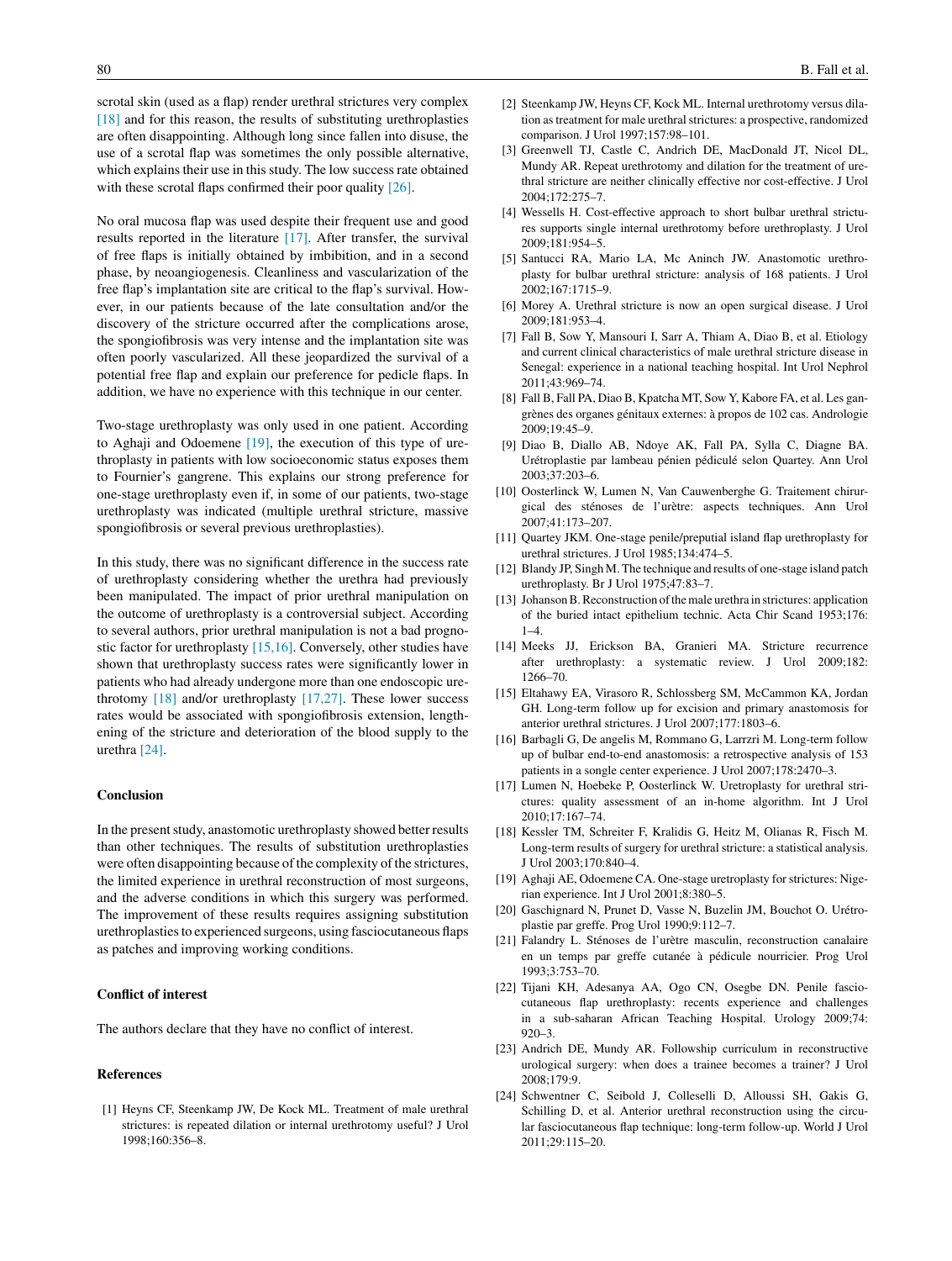scrotal skin (used as a flap) render urethral strictures very complex [18] and for this reason, the results of substituting urethroplasties are often disappointing. Although long since fallen into disuse, the use of a scrotal flap was sometimes the only possible alternative, which explains their use in this study. The low success rate obtained with these scrotal flaps confirmed their poor quality [26].

No oral mucosa flap was used despite their frequent use and good results reported in the literature [17]. After transfer, the survival of free flaps is initially obtained by imbibition, and in a second phase, by neoangiogenesis. Cleanliness and vascularization of the free flap's implantation site are critical to the flap's survival. However, in our patients because of the late consultation and/or the discovery of the stricture occurred after the complications arose, the spongiofibrosis was very intense and the implantation site was often poorly vascularized. All these jeopardized the survival of a potential free flap and explain our preference for pedicle flaps. In addition, we have no experience with this technique in our center.

Two-stage urethroplasty was only used in one patient. According to Aghaji and Odoemene [19], the execution of this type of urethroplasty in patients with low socioeconomic status exposes them to Fournier's gangrene. This explains our strong preference for one-stage urethroplasty even if, in some of our patients, two-stage urethroplasty was indicated (multiple urethral stricture, massive spongiofibrosis or several previous urethroplasties).

In this study, there was no significant difference in the success rate of urethroplasty considering whether the urethra had previously been manipulated. The impact of prior urethral manipulation on the outcome of urethroplasty is a controversial subject. According to several authors, prior urethral manipulation is not a bad prognostic factor for urethroplasty [15,16]. Conversely, other studies have shown that urethroplasty success rates were significantly lower in patients who had already undergone more than one endoscopic urethrotomy [18] and/or urethroplasty [17,27]. These lower success rates would be associated with spongiofibrosis extension, lengthening of the stricture and deterioration of the blood supply to the urethra [24].

## Conclusion

In the present study, anastomotic urethroplasty showed better results than other techniques. The results of substitution urethroplasties were often disappointing because of the complexity of the strictures, the limited experience in urethral reconstruction of most surgeons, and the adverse conditions in which this surgery was performed. The improvement of these results requires assigning substitution urethroplasties to experienced surgeons, using fasciocutaneous flaps as patches and improving working conditions.

## Conflict of interest

The authors declare that they have no conflict of interest.

## References

[1] Heyns CF, Steenkamp JW, De Kock ML. Treatment of male urethral strictures: is repeated dilation or internal urethrotomy useful? J Urol 1998;160:356–8.

[2] Steenkamp JW, Heyns CF, Kock ML. Internal urethrotomy versus dilation as treatment for male urethral strictures: a prospective, randomized comparison. J Urol 1997;157:98–101.

[3] Greenwell TJ, Castle C, Andrich DE, MacDonald JT, Nicol DL, Mundy AR. Repeat urethrotomy and dilation for the treatment of urethral stricture are neither clinically effective nor cost-effective. J Urol 2004;172:275–7.

[4] Wessells H. Cost-effective approach to short bulbar urethral strictures supports single internal urethrotomy before urethroplasty. J Urol 2009;181:954–5.

[5] Santucci RA, Mario LA, Mc Aninch JW. Anastomotic urethroplasty for bulbar urethral stricture: analysis of 168 patients. J Urol 2002;167:1715–9.

[6] Morey A. Urethral stricture is now an open surgical disease. J Urol 2009;181:953–4.

[7] Fall B, Sow Y, Mansouri I, Sarr A, Thiam A, Diao B, et al. Etiology and current clinical characteristics of male urethral stricture disease in Senegal: experience in a national teaching hospital. Int Urol Nephrol 2011;43:969–74.

[8] Fall B, Fall PA, Diao B, Kpatcha MT, Sow Y, Kabore FA, et al. Les gangrènes des organes génitaux externes: à propos de 102 cas. Andrologie 2009;19:45–9.

[9] Diao B, Diallo AB, Ndoye AK, Fall PA, Sylla C, Diagne BA. Urétroplastie par lambeau pénien pédiculé selon Quartey. Ann Urol 2003;37:203–6.

[10] Oosterlinck W, Lumen N, Van Cauwenberghe G. Traitement chirurgical des sténoses de l'urètre: aspects techniques. Ann Urol 2007;41:173–207.

[11] Quartey JKM. One-stage penile/preputial island flap urethroplasty for urethral strictures. J Urol 1985;134:474–5.

[12] Blandy JP, Singh M. The technique and results of one-stage island patch urethroplasty. Br J Urol 1975;47:83–7.

[13] Johanson B. Reconstruction of the male urethra in strictures: application of the buried intact epithelium technic. Acta Chir Scand 1953;176: 1–4.

[14] Meeks JJ, Erickson BA, Granieri MA. Stricture recurrence after urethroplasty: a systematic review. J Urol 2009;182: 1266–70.

[15] Eltahawy EA, Virasoro R, Schlossberg SM, McCammon KA, Jordan GH. Long-term follow up for excision and primary anastomosis for anterior urethral strictures. J Urol 2007;177:1803–6.

[16] Barbagli G, De angelis M, Rommano G, Larrzri M. Long-term follow up of bulbar end-to-end anastomosis: a retrospective analysis of 153 patients in a songle center experience. J Urol 2007;178:2470–3.

[17] Lumen N, Hoebeke P, Oosterlinck W. Uretroplasty for urethral strictures: quality assessment of an in-home algorithm. Int J Urol 2010;17:167–74.

[18] Kessler TM, Schreiter F, Kralidis G, Heitz M, Olianas R, Fisch M. Long-term results of surgery for urethral stricture: a statistical analysis. J Urol 2003;170:840–4.

[19] Aghaji AE, Odoemene CA. One-stage uretroplasty for strictures: Nigerian experience. Int J Urol 2001;8:380–5.

[20] Gaschignard N, Prunet D, Vasse N, Buzelin JM, Bouchot O. Urétroplastie par greffe. Prog Urol 1990;9:112–7.

[21] Falandry L. Sténoses de l'urètre masculin, reconstruction canalaire en un temps par greffe cutanée à pédicule nourricier. Prog Urol 1993;3:753–70.

[22] Tijani KH, Adesanya AA, Ogo CN, Osegbe DN. Penile fasciocutaneous flap urethroplasty: recents experience and challenges in a sub-saharan African Teaching Hospital. Urology 2009;74: 920–3.

[23] Andrich DE, Mundy AR. Followship curriculum in reconstructive urological surgery: when does a trainee becomes a trainer? J Urol 2008;179:9.

[24] Schwentner C, Seibold J, Colleselli D, Alloussi SH, Gakis G, Schilling D, et al. Anterior urethral reconstruction using the circular fasciocutaneous flap technique: long-term follow-up. World J Urol 2011;29:115–20.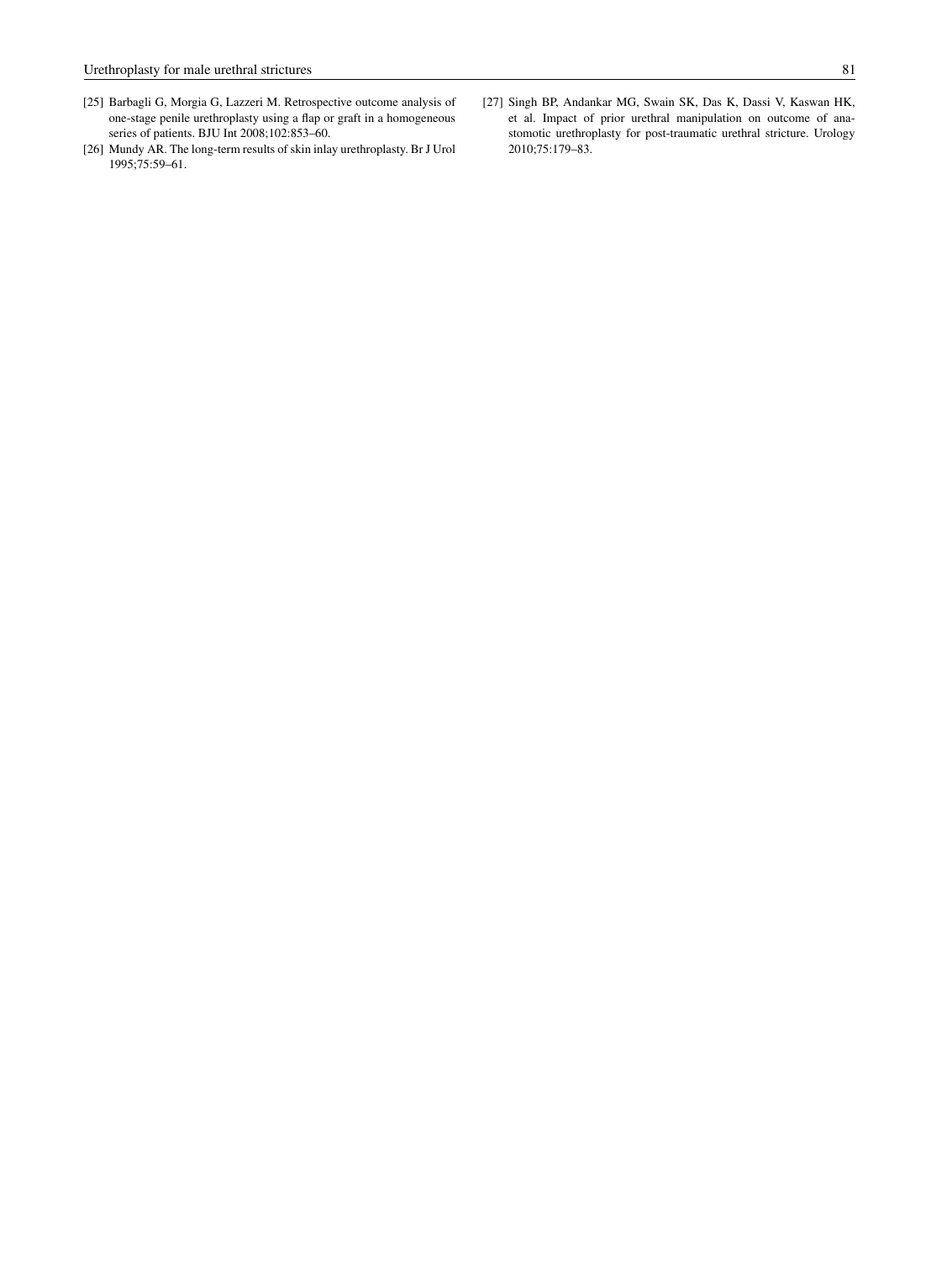[25] Barbagli G, Morgia G, Lazzeri M. Retrospective outcome analysis of one-stage penile urethroplasty using a flap or graft in a homogeneous series of patients. BJU Int 2008;102:853–60.

[26] Mundy AR. The long-term results of skin inlay urethroplasty. Br J Urol 1995;75:59–61.

[27] Singh BP, Andankar MG, Swain SK, Das K, Dassi V, Kaswan HK, et al. Impact of prior urethral manipulation on outcome of anastomotic urethroplasty for post-traumatic urethral stricture. Urology 2010;75:179–83.